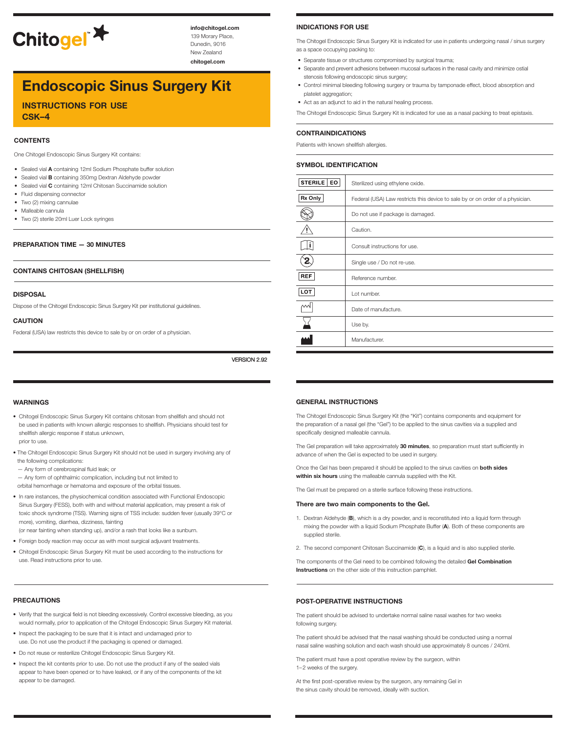# Chitogel™

**info@chitogel.com**
139 Morary Place,
Dunedin, 9016
New Zealand
**chitogel.com**

# Endoscopic Sinus Surgery Kit

## INSTRUCTIONS FOR USE
## CSK–4

### CONTENTS

One Chitogel Endoscopic Sinus Surgery Kit contains:

- Sealed vial **A** containing 12ml Sodium Phosphate buffer solution
- Sealed vial **B** containing 350mg Dextran Aldehyde powder
- Sealed vial **C** containing 12ml Chitosan Succinamide solution
- Fluid dispensing connector
- Two (2) mixing cannulae
- Malleable cannula
- Two (2) sterile 20ml Luer Lock syringes

### PREPARATION TIME — 30 MINUTES

### CONTAINS CHITOSAN (SHELLFISH)

### DISPOSAL

Dispose of the Chitogel Endoscopic Sinus Surgery Kit per institutional guidelines.

### CAUTION

Federal (USA) law restricts this device to sale by or on order of a physician.

VERSION 2.92

### INDICATIONS FOR USE

The Chitogel Endoscopic Sinus Surgery Kit is indicated for use in patients undergoing nasal / sinus surgery as a space occupying packing to:

- Separate tissue or structures compromised by surgical trauma;
- Separate and prevent adhesions between mucosal surfaces in the nasal cavity and minimize ostial stenosis following endoscopic sinus surgery;
- Control minimal bleeding following surgery or trauma by tamponade effect, blood absorption and platelet aggregation;
- Act as an adjunct to aid in the natural healing process.

The Chitogel Endoscopic Sinus Surgery Kit is indicated for use as a nasal packing to treat epistaxis.

### CONTRAINDICATIONS

Patients with known shellfish allergies.

### SYMBOL IDENTIFICATION

| Symbol | Meaning |
|---|---|
| STERILE EO | Sterilized using ethylene oxide. |
| Rx Only | Federal (USA) Law restricts this device to sale by or on order of a physician. |
| (damaged package symbol) | Do not use if package is damaged. |
| ⚠ | Caution. |
| (instructions symbol) | Consult instructions for use. |
| (2) | Single use / Do not re-use. |
| REF | Reference number. |
| LOT | Lot number. |
| (date of manufacture symbol) | Date of manufacture. |
| (hourglass symbol) | Use by. |
| (manufacturer symbol) | Manufacturer. |

### WARNINGS

- Chitogel Endoscopic Sinus Surgery Kit contains chitosan from shellfish and should not be used in patients with known allergic responses to shellfish. Physicians should test for shellfish allergic response if status unknown, prior to use.
- The Chitogel Endoscopic Sinus Surgery Kit should not be used in surgery involving any of the following complications:
  - Any form of cerebrospinal fluid leak; or
  - Any form of ophthalmic complication, including but not limited to orbital hemorrhage or hematoma and exposure of the orbital tissues.
- In rare instances, the physiochemical condition associated with Functional Endoscopic Sinus Surgery (FESS), both with and without material application, may present a risk of toxic shock syndrome (TSS). Warning signs of TSS include: sudden fever (usually 39°C or more), vomiting, diarrhea, dizziness, fainting (or near fainting when standing up), and/or a rash that looks like a sunburn.
- Foreign body reaction may occur as with most surgical adjuvant treatments.
- Chitogel Endoscopic Sinus Surgery Kit must be used according to the instructions for use. Read instructions prior to use.

### PRECAUTIONS

- Verify that the surgical field is not bleeding excessively. Control excessive bleeding, as you would normally, prior to application of the Chitogel Endoscopic Sinus Surgery Kit material.
- Inspect the packaging to be sure that it is intact and undamaged prior to use. Do not use the product if the packaging is opened or damaged.
- Do not reuse or resterilize Chitogel Endoscopic Sinus Surgery Kit.
- Inspect the kit contents prior to use. Do not use the product if any of the sealed vials appear to have been opened or to have leaked, or if any of the components of the kit appear to be damaged.

### GENERAL INSTRUCTIONS

The Chitogel Endoscopic Sinus Surgery Kit (the "Kit") contains components and equipment for the preparation of a nasal gel (the "Gel") to be applied to the sinus cavities via a supplied and specifically designed malleable cannula.

The Gel preparation will take approximately **30 minutes**, so preparation must start sufficiently in advance of when the Gel is expected to be used in surgery.

Once the Gel has been prepared it should be applied to the sinus cavities on **both sides within six hours** using the malleable cannula supplied with the Kit.

The Gel must be prepared on a sterile surface following these instructions.

**There are two main components to the Gel.**

1. Dextran Aldehyde (**B**), which is a dry powder, and is reconstituted into a liquid form through mixing the powder with a liquid Sodium Phosphate Buffer (**A**). Both of these components are supplied sterile.
2. The second component Chitosan Succinamide (**C**), is a liquid and is also supplied sterile.

The components of the Gel need to be combined following the detailed **Gel Combination Instructions** on the other side of this instruction pamphlet.

### POST-OPERATIVE INSTRUCTIONS

The patient should be advised to undertake normal saline nasal washes for two weeks following surgery.

The patient should be advised that the nasal washing should be conducted using a normal nasal saline washing solution and each wash should use approximately 8 ounces / 240ml.

The patient must have a post operative review by the surgeon, within 1–2 weeks of the surgery.

At the first post-operative review by the surgeon, any remaining Gel in the sinus cavity should be removed, ideally with suction.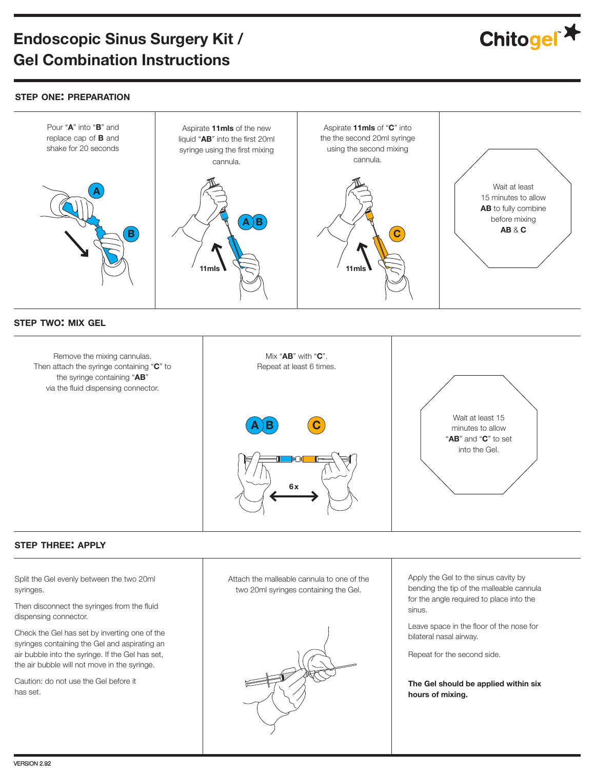# Endoscopic Sinus Surgery Kit / Gel Combination Instructions

Chitogel™

## STEP ONE: PREPARATION

Pour "**A**" into "**B**" and replace cap of **B** and shake for 20 seconds

A

B

Aspirate **11mls** of the new liquid "**AB**" into the first 20ml syringe using the first mixing cannula.

A B

11mls

Aspirate **11mls** of "**C**" into the the second 20ml syringe using the second mixing cannula.

C

11mls

Wait at least 15 minutes to allow **AB** to fully combine before mixing **AB** & **C**

## STEP TWO: MIX GEL

Remove the mixing cannulas. Then attach the syringe containing "**C**" to the syringe containing "**AB**" via the fluid dispensing connector.

Mix "**AB**" with "**C**". Repeat at least 6 times.

A B

C

6x

Wait at least 15 minutes to allow "**AB**" and "**C**" to set into the Gel.

## STEP THREE: APPLY

Split the Gel evenly between the two 20ml syringes.

Then disconnect the syringes from the fluid dispensing connector.

Check the Gel has set by inverting one of the syringes containing the Gel and aspirating an air bubble into the syringe. If the Gel has set, the air bubble will not move in the syringe.

Caution: do not use the Gel before it has set.

Attach the malleable cannula to one of the two 20ml syringes containing the Gel.

Apply the Gel to the sinus cavity by bending the tip of the malleable cannula for the angle required to place into the sinus.

Leave space in the floor of the nose for bilateral nasal airway.

Repeat for the second side.

**The Gel should be applied within six hours of mixing.**

VERSION 2.92